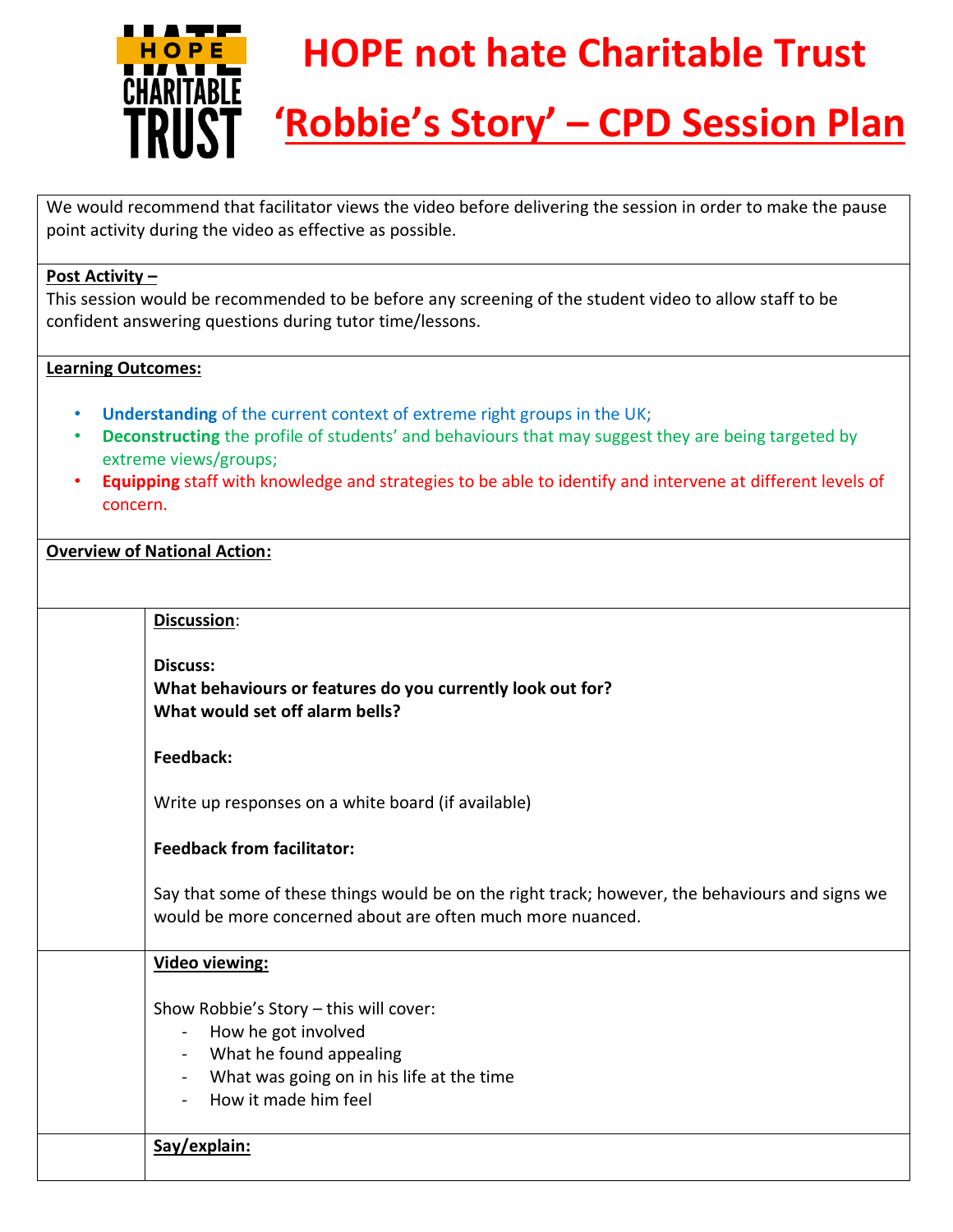# HOPE not hate Charitable Trust

## 'Robbie's Story' – CPD Session Plan

We would recommend that facilitator views the video before delivering the session in order to make the pause point activity during the video as effective as possible.

**Post Activity –**
This session would be recommended to be before any screening of the student video to allow staff to be confident answering questions during tutor time/lessons.

**Learning Outcomes:**

- **Understanding** of the current context of extreme right groups in the UK;
- **Deconstructing** the profile of students' and behaviours that may suggest they are being targeted by extreme views/groups;
- **Equipping** staff with knowledge and strategies to be able to identify and intervene at different levels of concern.

**Overview of National Action:**

| | |
|---|---|
| | **Discussion**:<br><br>**Discuss:**<br>**What behaviours or features do you currently look out for?**<br>**What would set off alarm bells?**<br><br>**Feedback:**<br><br>Write up responses on a white board (if available)<br><br>**Feedback from facilitator:**<br><br>Say that some of these things would be on the right track; however, the behaviours and signs we would be more concerned about are often much more nuanced. |
| | **Video viewing:**<br><br>Show Robbie's Story – this will cover:<br>- How he got involved<br>- What he found appealing<br>- What was going on in his life at the time<br>- How it made him feel |
| | **Say/explain:** |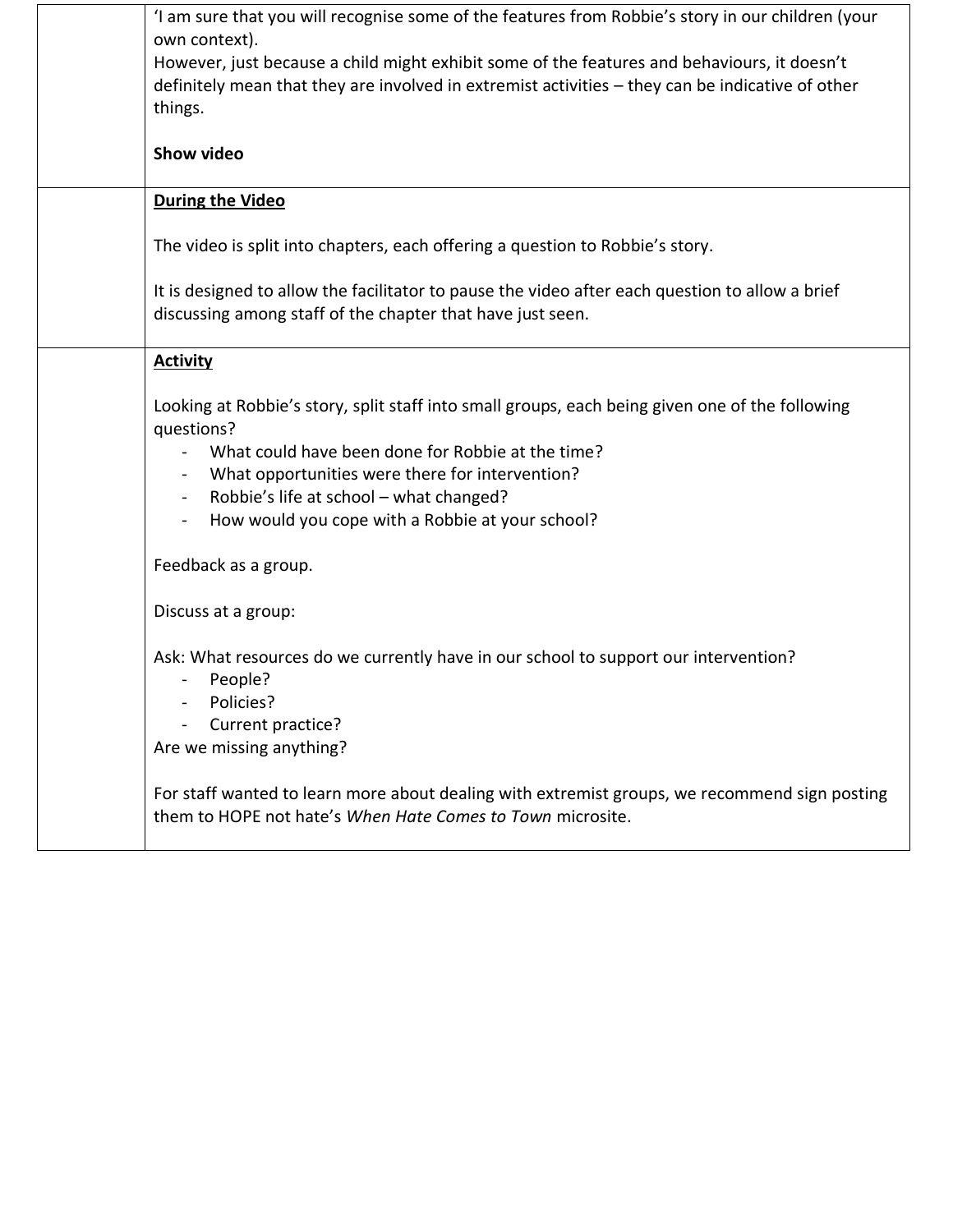| | |
|---|---|
| | 'I am sure that you will recognise some of the features from Robbie's story in our children (your own context).<br>However, just because a child might exhibit some of the features and behaviours, it doesn't definitely mean that they are involved in extremist activities – they can be indicative of other things.<br><br>**Show video** |
| | **<u>During the Video</u>**<br><br>The video is split into chapters, each offering a question to Robbie's story.<br><br>It is designed to allow the facilitator to pause the video after each question to allow a brief discussing among staff of the chapter that have just seen. |
| | **<u>Activity</u>**<br><br>Looking at Robbie's story, split staff into small groups, each being given one of the following questions?<br>- What could have been done for Robbie at the time?<br>- What opportunities were there for intervention?<br>- Robbie's life at school – what changed?<br>- How would you cope with a Robbie at your school?<br><br>Feedback as a group.<br><br>Discuss at a group:<br><br>Ask: What resources do we currently have in our school to support our intervention?<br>- People?<br>- Policies?<br>- Current practice?<br><br>Are we missing anything?<br><br>For staff wanted to learn more about dealing with extremist groups, we recommend sign posting them to HOPE not hate's *When Hate Comes to Town* microsite. |